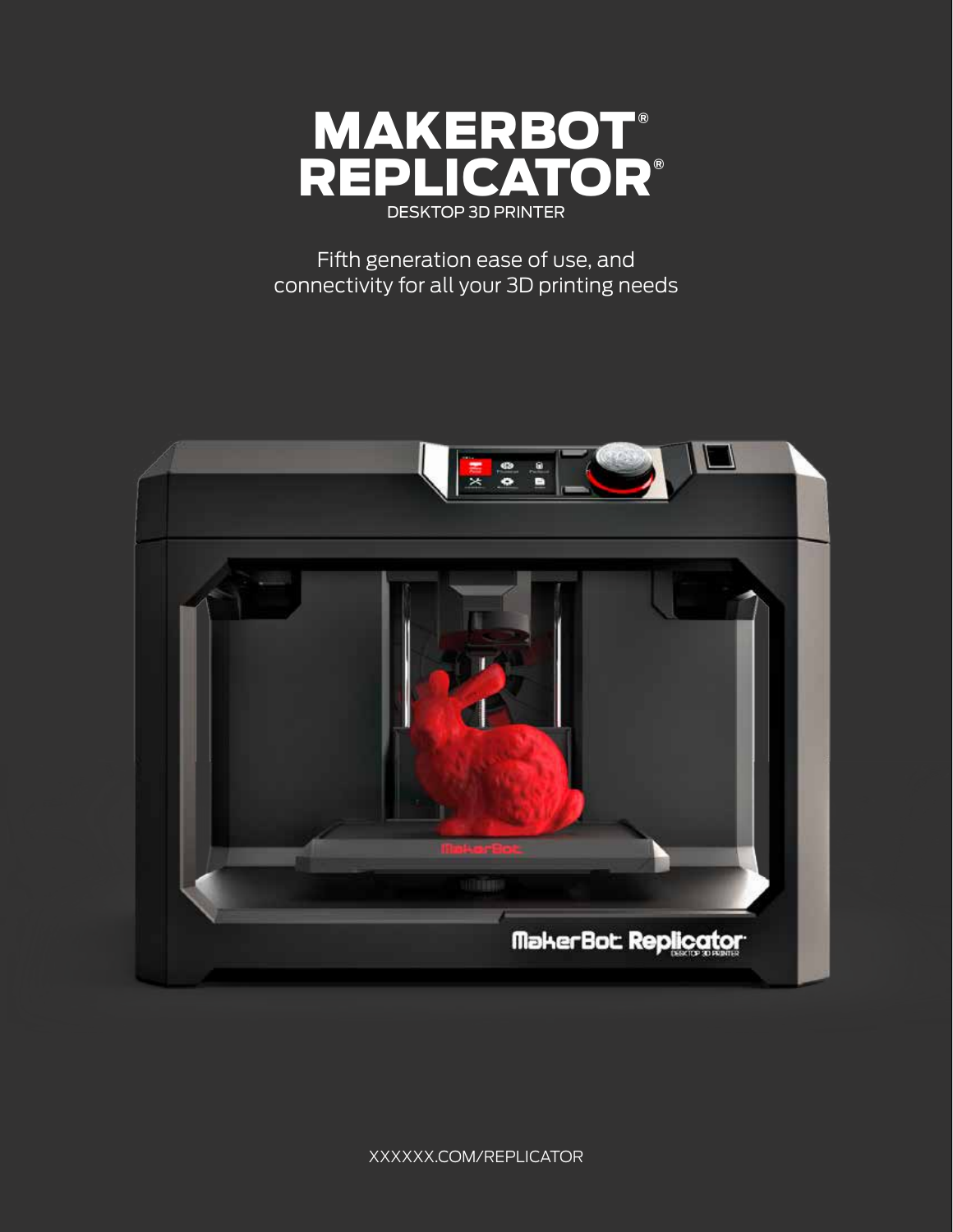# MAKERBOT® REPLICATOR®

DESKTOP 3D PRINTER

Fifth generation ease of use, and connectivity for all your 3D printing needs

XXXXXX.COM/REPLICATOR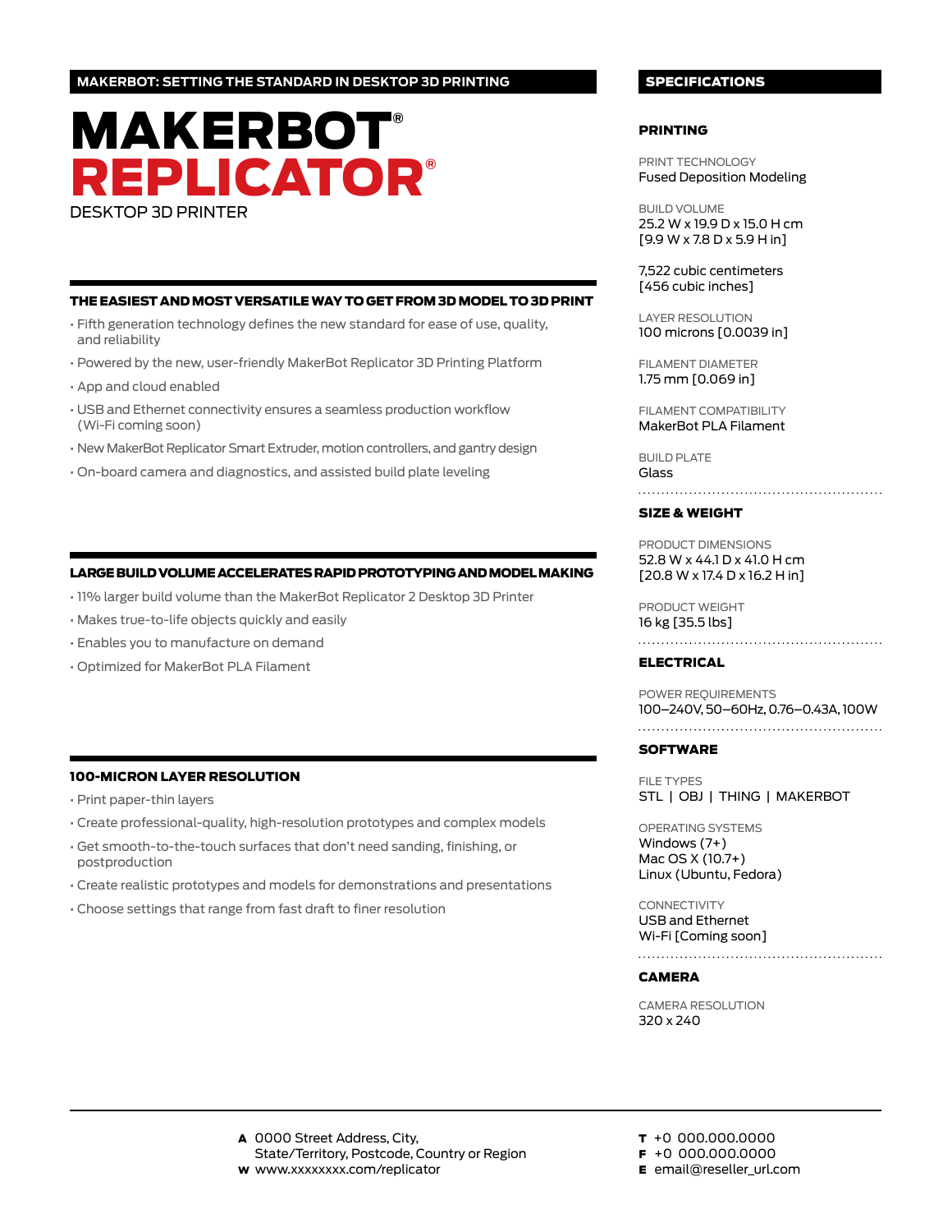MAKERBOT: SETTING THE STANDARD IN DESKTOP 3D PRINTING

# MAKERBOT® REPLICATOR®

DESKTOP 3D PRINTER

## THE EASIEST AND MOST VERSATILE WAY TO GET FROM 3D MODEL TO 3D PRINT

- Fifth generation technology defines the new standard for ease of use, quality, and reliability
- Powered by the new, user-friendly MakerBot Replicator 3D Printing Platform
- App and cloud enabled
- USB and Ethernet connectivity ensures a seamless production workflow (Wi-Fi coming soon)
- New MakerBot Replicator Smart Extruder, motion controllers, and gantry design
- On-board camera and diagnostics, and assisted build plate leveling

## LARGE BUILD VOLUME ACCELERATES RAPID PROTOTYPING AND MODEL MAKING

- 11% larger build volume than the MakerBot Replicator 2 Desktop 3D Printer
- Makes true-to-life objects quickly and easily
- Enables you to manufacture on demand
- Optimized for MakerBot PLA Filament

## 100-MICRON LAYER RESOLUTION

- Print paper-thin layers
- Create professional-quality, high-resolution prototypes and complex models
- Get smooth-to-the-touch surfaces that don't need sanding, finishing, or postproduction
- Create realistic prototypes and models for demonstrations and presentations
- Choose settings that range from fast draft to finer resolution

## SPECIFICATIONS

### PRINTING

PRINT TECHNOLOGY
Fused Deposition Modeling

BUILD VOLUME
25.2 W x 19.9 D x 15.0 H cm
[9.9 W x 7.8 D x 5.9 H in]

7,522 cubic centimeters
[456 cubic inches]

LAYER RESOLUTION
100 microns [0.0039 in]

FILAMENT DIAMETER
1.75 mm [0.069 in]

FILAMENT COMPATIBILITY
MakerBot PLA Filament

BUILD PLATE
Glass

### SIZE & WEIGHT

PRODUCT DIMENSIONS
52.8 W x 44.1 D x 41.0 H cm
[20.8 W x 17.4 D x 16.2 H in]

PRODUCT WEIGHT
16 kg [35.5 lbs]

### ELECTRICAL

POWER REQUIREMENTS
100–240V, 50–60Hz, 0.76–0.43A, 100W

### SOFTWARE

FILE TYPES
STL | OBJ | THING | MAKERBOT

OPERATING SYSTEMS
Windows (7+)
Mac OS X (10.7+)
Linux (Ubuntu, Fedora)

CONNECTIVITY
USB and Ethernet
Wi-Fi [Coming soon]

### CAMERA

CAMERA RESOLUTION
320 x 240

**A** 0000 Street Address, City,
State/Territory, Postcode, Country or Region
**W** www.xxxxxxxx.com/replicator

**T** +0 000.000.0000
**F** +0 000.000.0000
**E** email@reseller_url.com